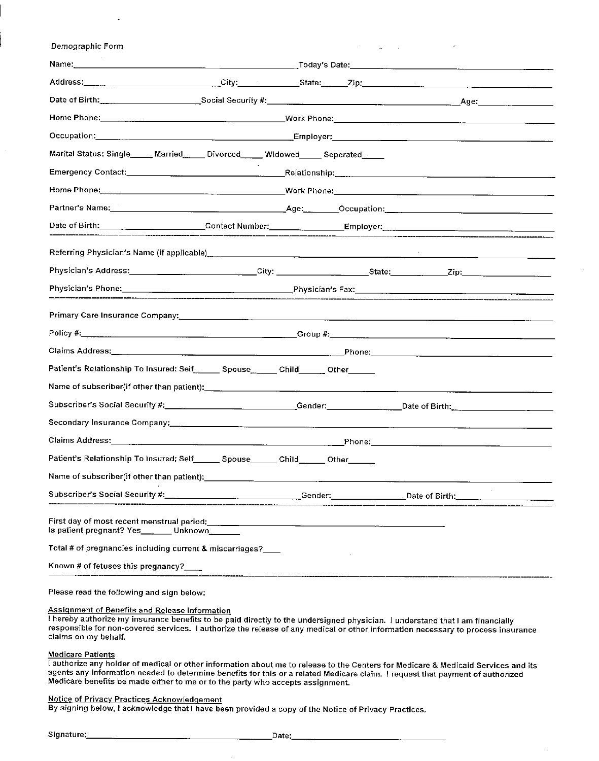Demographic Form

Name:\_\_\_\_\_\_\_\_\_\_\_\_\_\_\_\_\_\_\_\_\_\_\_\_\_\_\_\_\_\_\_\_\_\_\_\_\_\_\_\_ Today's Date:\_\_\_\_\_\_\_\_\_\_\_\_\_\_\_\_\_\_\_\_\_\_\_\_\_\_\_\_\_\_

Address:\_\_\_\_\_\_\_\_\_\_\_\_\_\_\_\_\_\_\_\_\_\_\_\_\_\_ City:\_\_\_\_\_\_\_\_\_\_\_\_ State:\_\_\_\_\_ Zip:\_\_\_\_\_\_\_\_\_\_\_\_\_\_\_\_\_\_\_\_

Date of Birth:\_\_\_\_\_\_\_\_\_\_\_\_\_\_\_\_\_\_\_\_ Social Security #:\_\_\_\_\_\_\_\_\_\_\_\_\_\_\_\_\_\_\_\_\_\_\_\_\_\_\_\_\_\_\_\_\_\_ Age:\_\_\_\_\_\_\_\_\_\_\_\_\_\_

Home Phone:\_\_\_\_\_\_\_\_\_\_\_\_\_\_\_\_\_\_\_\_\_\_\_\_\_\_\_\_\_\_\_\_\_\_\_\_ Work Phone:\_\_\_\_\_\_\_\_\_\_\_\_\_\_\_\_\_\_\_\_\_\_\_\_\_\_\_\_\_\_\_\_\_\_\_\_

Occupation:\_\_\_\_\_\_\_\_\_\_\_\_\_\_\_\_\_\_\_\_\_\_\_\_\_\_\_\_\_\_\_\_\_\_\_\_\_\_\_\_ Employer:\_\_\_\_\_\_\_\_\_\_\_\_\_\_\_\_\_\_\_\_\_\_\_\_\_\_\_\_\_\_\_\_\_\_\_\_

Marital Status: Single\_\_\_\_\_ Married\_\_\_\_\_ Divorced\_\_\_\_\_ Widowed\_\_\_\_\_ Seperated\_\_\_\_\_

Emergency Contact:\_\_\_\_\_\_\_\_\_\_\_\_\_\_\_\_\_\_\_\_\_\_\_\_\_\_\_\_\_\_ Relationship:\_\_\_\_\_\_\_\_\_\_\_\_\_\_\_\_\_\_\_\_\_\_\_\_\_\_\_\_\_\_\_\_\_\_\_\_

Home Phone:\_\_\_\_\_\_\_\_\_\_\_\_\_\_\_\_\_\_\_\_\_\_\_\_\_\_\_\_\_\_\_\_\_\_\_\_ Work Phone:\_\_\_\_\_\_\_\_\_\_\_\_\_\_\_\_\_\_\_\_\_\_\_\_\_\_\_\_\_\_\_\_\_\_\_\_

Partner's Name:\_\_\_\_\_\_\_\_\_\_\_\_\_\_\_\_\_\_\_\_\_\_\_\_\_\_\_\_\_\_\_\_\_\_ Age:\_\_\_\_\_\_\_ Occupation:\_\_\_\_\_\_\_\_\_\_\_\_\_\_\_\_\_\_\_\_\_\_\_\_\_\_\_\_

Date of Birth:\_\_\_\_\_\_\_\_\_\_\_\_\_\_\_\_\_\_\_\_ Contact Number:\_\_\_\_\_\_\_\_\_\_\_\_\_\_\_ Employer:\_\_\_\_\_\_\_\_\_\_\_\_\_\_\_\_\_\_\_\_\_\_\_\_\_\_\_\_\_\_

---

Referring Physician's Name (if applicable)\_\_\_\_\_\_\_\_\_\_\_\_\_\_\_\_\_\_\_\_\_\_\_\_\_\_\_\_\_\_\_\_\_\_\_\_\_\_\_\_\_\_\_\_\_\_\_\_\_\_\_\_\_\_\_\_\_\_

Physician's Address:\_\_\_\_\_\_\_\_\_\_\_\_\_\_\_\_\_\_\_\_\_\_\_\_\_\_ City: \_\_\_\_\_\_\_\_\_\_\_\_\_\_\_\_\_\_\_ State:\_\_\_\_\_\_\_\_\_\_\_ Zip:\_\_\_\_\_\_\_\_\_\_\_\_\_\_\_\_\_\_

Physician's Phone:\_\_\_\_\_\_\_\_\_\_\_\_\_\_\_\_\_\_\_\_\_\_\_\_\_\_\_\_\_\_\_\_\_\_ Physician's Fax:\_\_\_\_\_\_\_\_\_\_\_\_\_\_\_\_\_\_\_\_\_\_\_\_\_\_\_\_\_\_\_\_\_\_\_\_

---

Primary Care Insurance Company:\_\_\_\_\_\_\_\_\_\_\_\_\_\_\_\_\_\_\_\_\_\_\_\_\_\_\_\_\_\_\_\_\_\_\_\_\_\_\_\_\_\_\_\_\_\_\_\_\_\_\_\_\_\_\_\_\_\_\_\_\_\_\_\_

Policy #:\_\_\_\_\_\_\_\_\_\_\_\_\_\_\_\_\_\_\_\_\_\_\_\_\_\_\_\_\_\_\_\_\_\_\_\_\_\_\_\_\_\_\_\_ Group #:\_\_\_\_\_\_\_\_\_\_\_\_\_\_\_\_\_\_\_\_\_\_\_\_\_\_\_\_\_\_\_\_\_\_\_\_\_\_\_\_

Claims Address:\_\_\_\_\_\_\_\_\_\_\_\_\_\_\_\_\_\_\_\_\_\_\_\_\_\_\_\_\_\_\_\_\_\_\_\_\_\_\_\_\_\_\_\_ Phone:\_\_\_\_\_\_\_\_\_\_\_\_\_\_\_\_\_\_\_\_\_\_\_\_\_\_\_\_\_\_\_\_\_\_

Patient's Relationship To Insured: Self\_\_\_\_\_\_ Spouse\_\_\_\_\_\_ Child\_\_\_\_\_\_ Other\_\_\_\_\_\_

Name of subscriber(if other than patient):\_\_\_\_\_\_\_\_\_\_\_\_\_\_\_\_\_\_\_\_\_\_\_\_\_\_\_\_\_\_\_\_\_\_\_\_\_\_\_\_\_\_\_\_\_\_\_\_\_\_\_\_\_\_\_\_\_\_

Subscriber's Social Security #:\_\_\_\_\_\_\_\_\_\_\_\_\_\_\_\_\_\_\_\_\_\_\_\_\_\_\_\_ Gender:\_\_\_\_\_\_\_\_\_\_\_\_\_\_\_ Date of Birth:\_\_\_\_\_\_\_\_\_\_\_\_\_\_\_\_\_\_

Secondary Insurance Company:\_\_\_\_\_\_\_\_\_\_\_\_\_\_\_\_\_\_\_\_\_\_\_\_\_\_\_\_\_\_\_\_\_\_\_\_\_\_\_\_\_\_\_\_\_\_\_\_\_\_\_\_\_\_\_\_\_\_\_\_\_\_\_\_\_\_\_\_

Claims Address:\_\_\_\_\_\_\_\_\_\_\_\_\_\_\_\_\_\_\_\_\_\_\_\_\_\_\_\_\_\_\_\_\_\_\_\_\_\_\_\_\_\_\_\_ Phone:\_\_\_\_\_\_\_\_\_\_\_\_\_\_\_\_\_\_\_\_\_\_\_\_\_\_\_\_\_\_\_\_\_\_

Patient's Relationship To Insured: Self\_\_\_\_\_\_ Spouse\_\_\_\_\_\_ Child\_\_\_\_\_\_ Other\_\_\_\_\_\_

Name of subscriber(if other than patient):\_\_\_\_\_\_\_\_\_\_\_\_\_\_\_\_\_\_\_\_\_\_\_\_\_\_\_\_\_\_\_\_\_\_\_\_\_\_\_\_\_\_\_\_\_\_\_\_\_\_\_\_\_\_\_\_\_\_

Subscriber's Social Security #:\_\_\_\_\_\_\_\_\_\_\_\_\_\_\_\_\_\_\_\_\_\_\_\_\_\_\_\_ Gender:\_\_\_\_\_\_\_\_\_\_\_\_\_\_\_ Date of Birth:\_\_\_\_\_\_\_\_\_\_\_\_\_\_\_\_\_\_

---

First day of most recent menstrual period:\_\_\_\_\_\_\_\_\_\_\_\_\_\_\_\_\_\_\_\_\_\_\_\_\_\_\_\_\_\_\_\_\_\_\_\_\_\_\_\_\_\_\_\_\_\_\_\_\_\_
Is patient pregnant? Yes\_\_\_\_\_\_\_ Unknown\_\_\_\_\_\_\_

Total # of pregnancies including current & miscarriages?\_\_\_\_

Known # of fetuses this pregnancy?\_\_\_\_

---

Please read the following and sign below:

**Assignment of Benefits and Release Information**
I hereby authorize my insurance benefits to be paid directly to the undersigned physician. I understand that I am financially responsible for non-covered services. I authorize the release of any medical or other information necessary to process insurance claims on my behalf.

**Medicare Patients**
I authorize any holder of medical or other information about me to release to the Centers for Medicare & Medicaid Services and its agents any information needed to determine benefits for this or a related Medicare claim. I request that payment of authorized Medicare benefits be made either to me or to the party who accepts assignment.

**Notice of Privacy Practices Acknowledgement**
By signing below, I acknowledge that I have been provided a copy of the Notice of Privacy Practices.

Signature:\_\_\_\_\_\_\_\_\_\_\_\_\_\_\_\_\_\_\_\_\_\_\_\_\_\_\_\_\_\_\_\_\_\_\_\_ Date:\_\_\_\_\_\_\_\_\_\_\_\_\_\_\_\_\_\_\_\_\_\_\_\_\_\_\_\_\_\_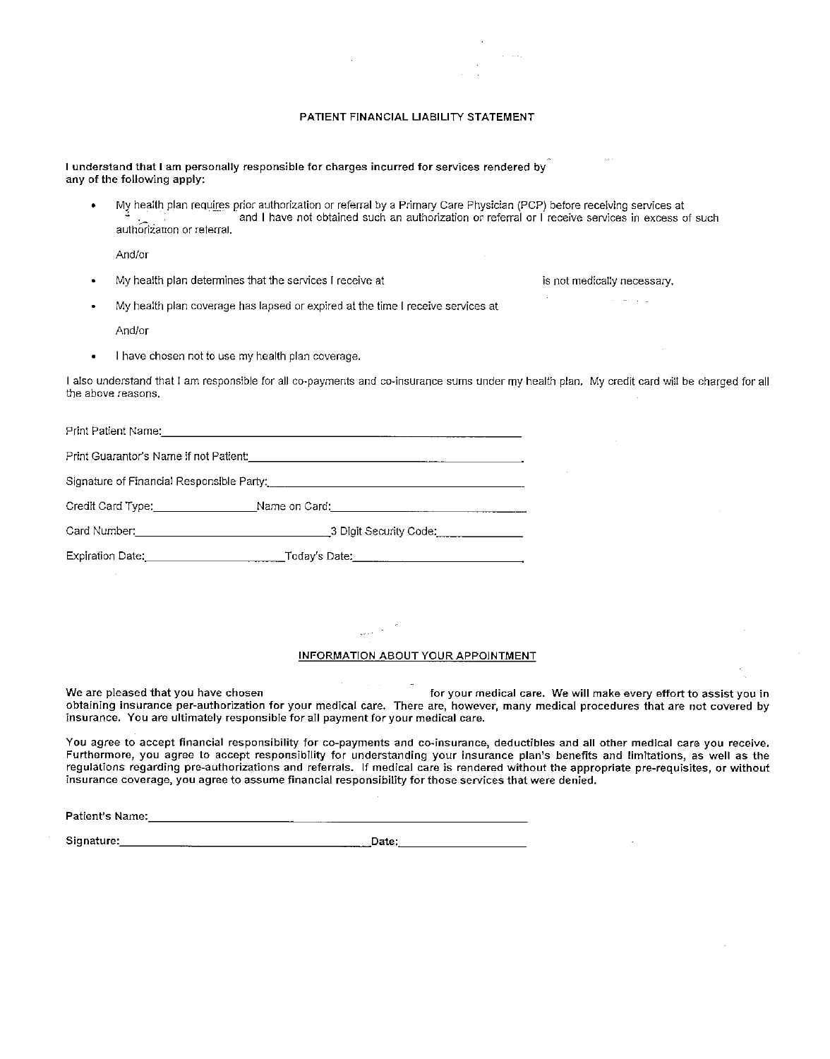## PATIENT FINANCIAL LIABILITY STATEMENT

**I understand that I am personally responsible for charges incurred for services rendered by any of the following apply:**

- My health plan requires prior authorization or referral by a Primary Care Physician (PCP) before receiving services at and I have not obtained such an authorization or referral or I receive services in excess of such authorization or referral.

  And/or

- My health plan determines that the services I receive at is not medically necessary.
- My health plan coverage has lapsed or expired at the time I receive services at

  And/or

- I have chosen not to use my health plan coverage.

I also understand that I am responsible for all co-payments and co-insurance sums under my health plan. My credit card will be charged for all the above reasons.

Print Patient Name:\_\_\_\_\_\_\_\_\_\_\_\_\_\_\_\_\_\_\_\_\_\_\_\_\_\_\_\_\_\_\_\_\_\_\_\_\_\_\_\_\_\_\_\_

Print Guarantor's Name if not Patient:\_\_\_\_\_\_\_\_\_\_\_\_\_\_\_\_\_\_\_\_\_\_\_\_\_\_\_\_\_\_\_\_

Signature of Financial Responsible Party:\_\_\_\_\_\_\_\_\_\_\_\_\_\_\_\_\_\_\_\_\_\_\_\_\_\_\_\_\_\_

Credit Card Type:\_\_\_\_\_\_\_\_\_\_\_\_\_\_Name on Card:\_\_\_\_\_\_\_\_\_\_\_\_\_\_\_\_\_\_\_\_\_\_\_\_

Card Number:\_\_\_\_\_\_\_\_\_\_\_\_\_\_\_\_\_\_\_\_\_\_\_\_\_\_3 Digit Security Code:\_\_\_\_\_\_\_\_\_\_\_\_

Expiration Date:\_\_\_\_\_\_\_\_\_\_\_\_\_\_\_\_\_\_Today's Date:\_\_\_\_\_\_\_\_\_\_\_\_\_\_\_\_\_\_\_\_\_\_

## INFORMATION ABOUT YOUR APPOINTMENT

**We are pleased that you have chosen for your medical care. We will make every effort to assist you in obtaining insurance per-authorization for your medical care. There are, however, many medical procedures that are not covered by insurance. You are ultimately responsible for all payment for your medical care.**

**You agree to accept financial responsibility for co-payments and co-insurance, deductibles and all other medical care you receive. Furthermore, you agree to accept responsibility for understanding your insurance plan's benefits and limitations, as well as the regulations regarding pre-authorizations and referrals. If medical care is rendered without the appropriate pre-requisites, or without insurance coverage, you agree to assume financial responsibility for those services that were denied.**

**Patient's Name:**\_\_\_\_\_\_\_\_\_\_\_\_\_\_\_\_\_\_\_\_\_\_\_\_\_\_\_\_\_\_\_\_\_\_\_\_\_\_\_\_\_\_\_\_\_\_\_\_

**Signature:**\_\_\_\_\_\_\_\_\_\_\_\_\_\_\_\_\_\_\_\_\_\_\_\_\_\_\_\_\_\_\_\_\_\_**Date:**\_\_\_\_\_\_\_\_\_\_\_\_\_\_\_\_